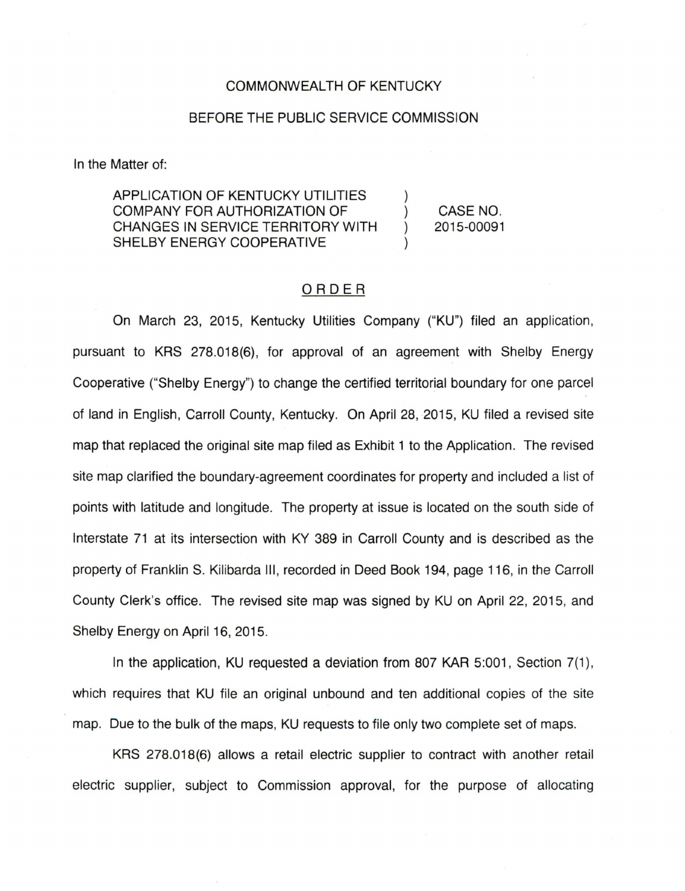COMMONWEALTH OF KENTUCKY

BEFORE THE PUBLIC SERVICE COMMISSION

In the Matter of:

| | | |
|---|---|---|
| APPLICATION OF KENTUCKY UTILITIES COMPANY FOR AUTHORIZATION OF CHANGES IN SERVICE TERRITORY WITH SHELBY ENERGY COOPERATIVE | ) ) ) ) | CASE NO. 2015-00091 |

## ORDER

On March 23, 2015, Kentucky Utilities Company ("KU") filed an application, pursuant to KRS 278.018(6), for approval of an agreement with Shelby Energy Cooperative ("Shelby Energy") to change the certified territorial boundary for one parcel of land in English, Carroll County, Kentucky. On April 28, 2015, KU filed a revised site map that replaced the original site map filed as Exhibit 1 to the Application. The revised site map clarified the boundary-agreement coordinates for property and included a list of points with latitude and longitude. The property at issue is located on the south side of Interstate 71 at its intersection with KY 389 in Carroll County and is described as the property of Franklin S. Kilibarda III, recorded in Deed Book 194, page 116, in the Carroll County Clerk's office. The revised site map was signed by KU on April 22, 2015, and Shelby Energy on April 16, 2015.

In the application, KU requested a deviation from 807 KAR 5:001, Section 7(1), which requires that KU file an original unbound and ten additional copies of the site map. Due to the bulk of the maps, KU requests to file only two complete set of maps.

KRS 278.018(6) allows a retail electric supplier to contract with another retail electric supplier, subject to Commission approval, for the purpose of allocating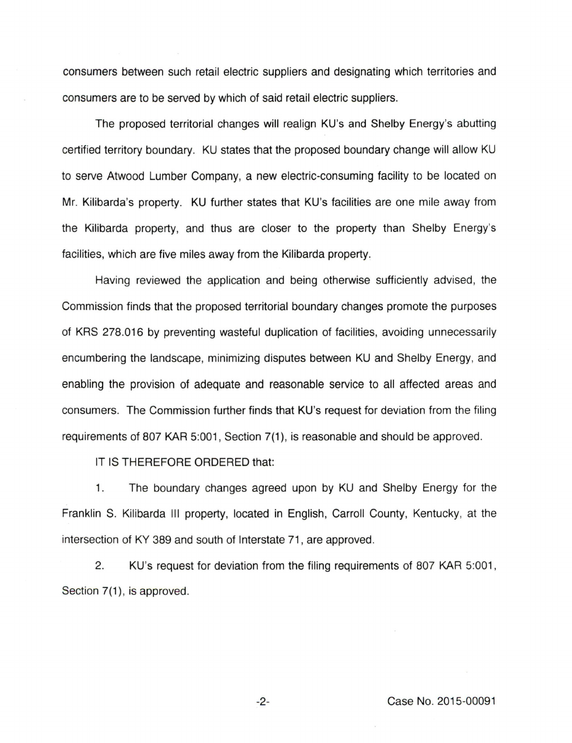consumers between such retail electric suppliers and designating which territories and consumers are to be served by which of said retail electric suppliers.

The proposed territorial changes will realign KU's and Shelby Energy's abutting certified territory boundary. KU states that the proposed boundary change will allow KU to serve Atwood Lumber Company, a new electric-consuming facility to be located on Mr. Kilibarda's property. KU further states that KU's facilities are one mile away from the Kilibarda property, and thus are closer to the property than Shelby Energy's facilities, which are five miles away from the Kilibarda property.

Having reviewed the application and being otherwise sufficiently advised, the Commission finds that the proposed territorial boundary changes promote the purposes of KRS 278.016 by preventing wasteful duplication of facilities, avoiding unnecessarily encumbering the landscape, minimizing disputes between KU and Shelby Energy, and enabling the provision of adequate and reasonable service to all affected areas and consumers. The Commission further finds that KU's request for deviation from the filing requirements of 807 KAR 5:001, Section 7(1), is reasonable and should be approved.

IT IS THEREFORE ORDERED that:

1. The boundary changes agreed upon by KU and Shelby Energy for the Franklin S. Kilibarda III property, located in English, Carroll County, Kentucky, at the intersection of KY 389 and south of Interstate 71, are approved.

2. KU's request for deviation from the filing requirements of 807 KAR 5:001, Section 7(1), is approved.

Case No. 2015-00091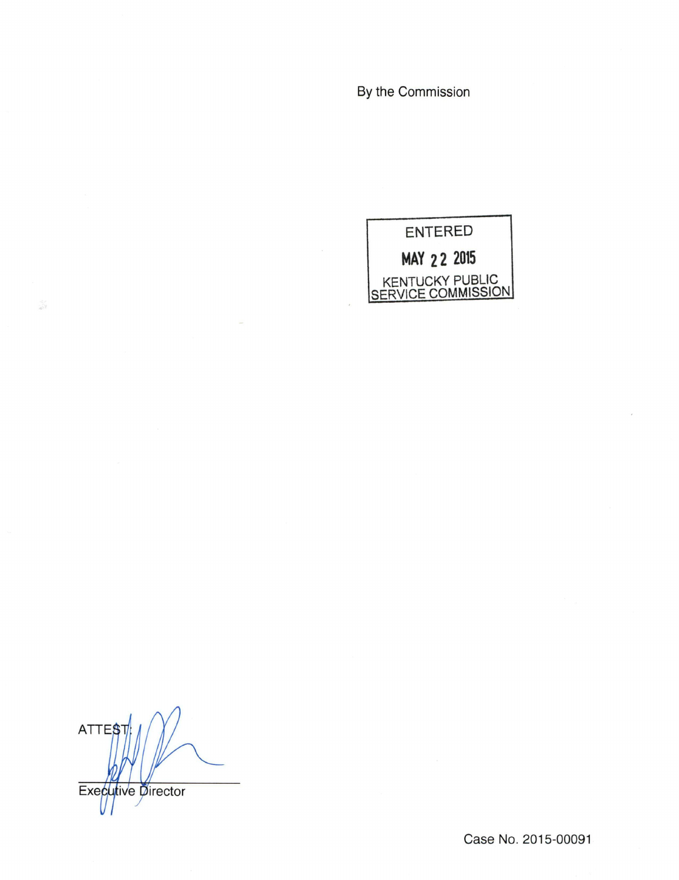By the Commission

ENTERED

MAY 22 2015

KENTUCKY PUBLIC SERVICE COMMISSION

ATTEST:

Executive Director

Case No. 2015-00091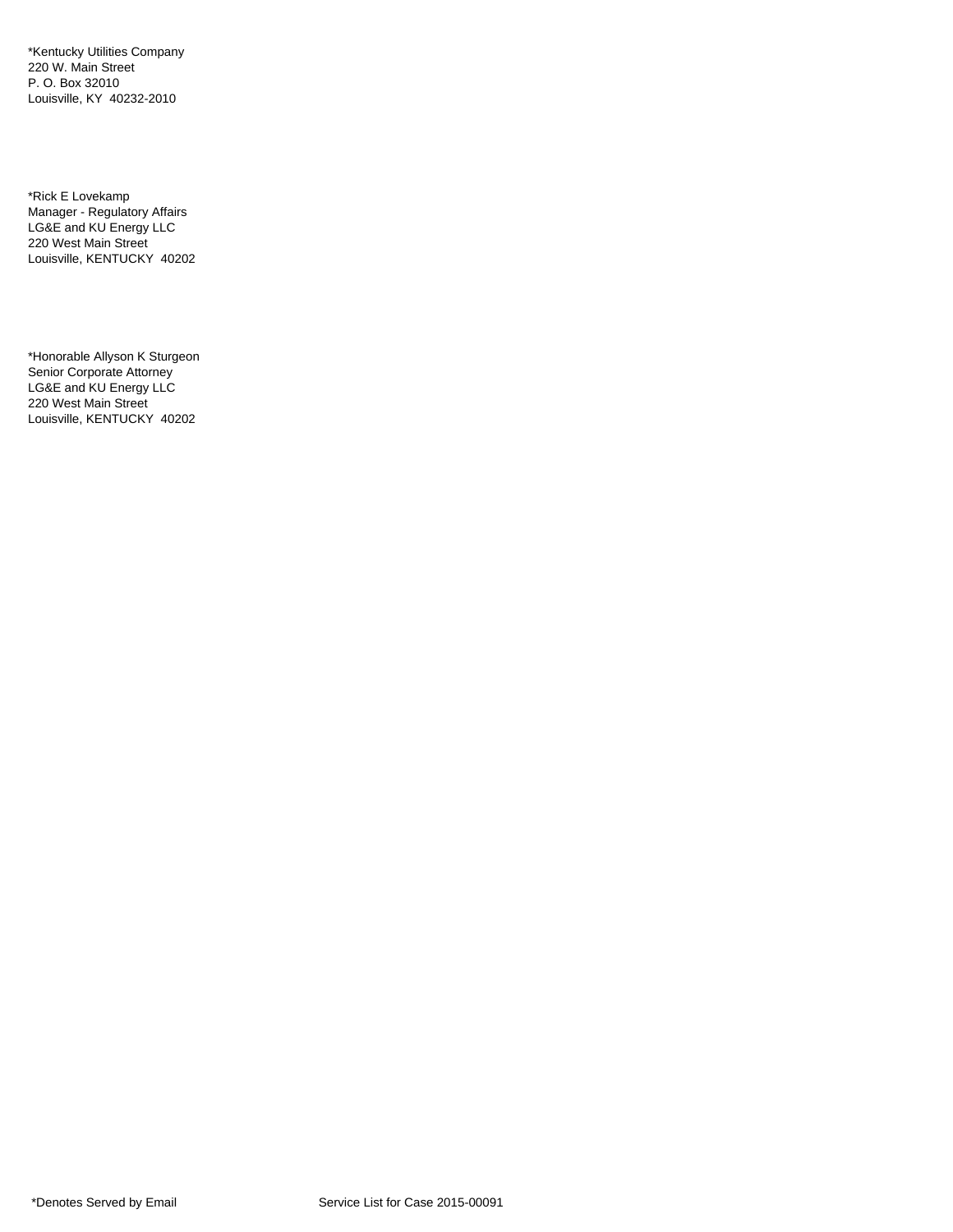*Kentucky Utilities Company
220 W. Main Street
P. O. Box 32010
Louisville, KY 40232-2010

*Rick E Lovekamp
Manager - Regulatory Affairs
LG&E and KU Energy LLC
220 West Main Street
Louisville, KENTUCKY 40202

*Honorable Allyson K Sturgeon
Senior Corporate Attorney
LG&E and KU Energy LLC
220 West Main Street
Louisville, KENTUCKY 40202

*Denotes Served by Email

Service List for Case 2015-00091